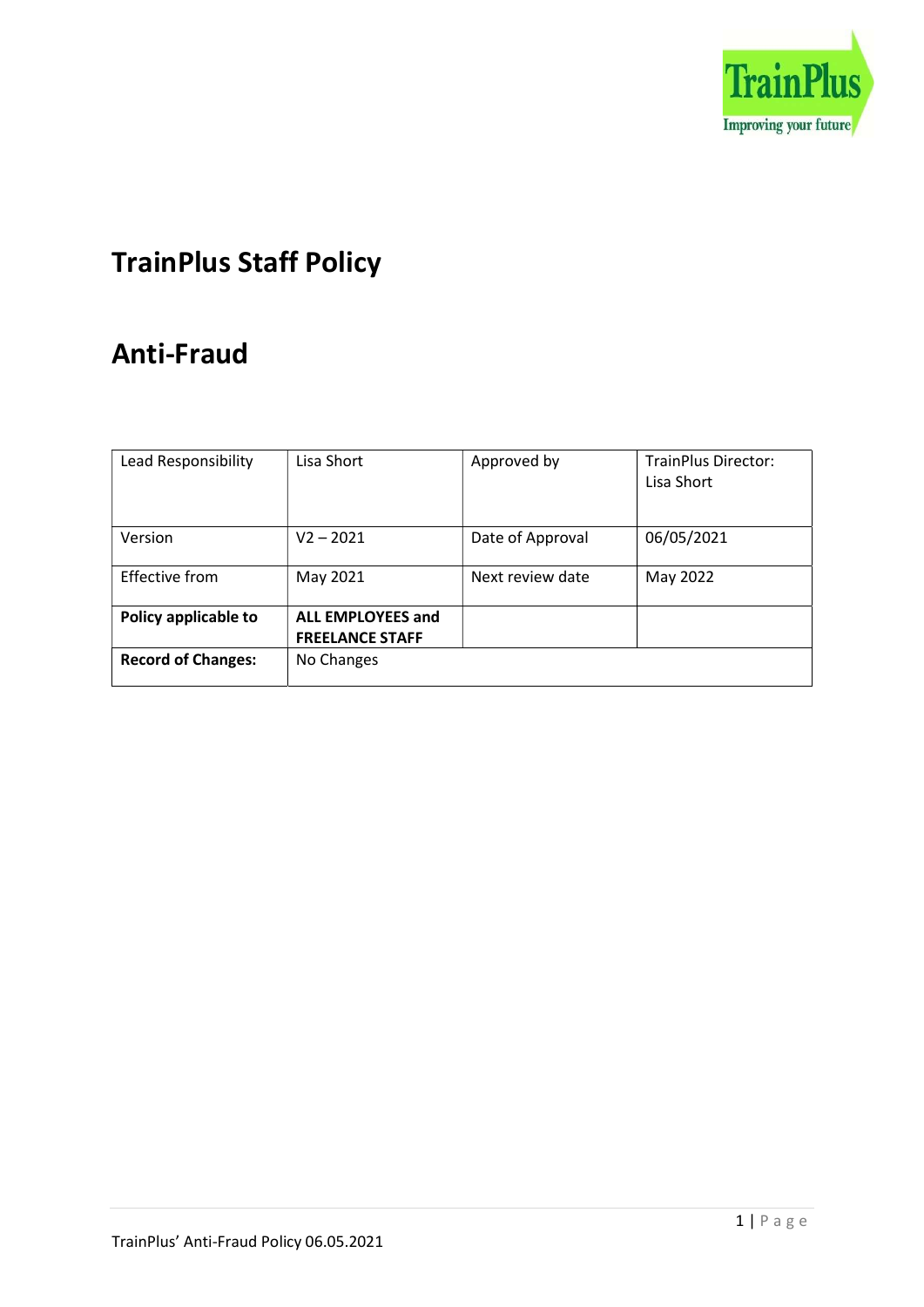# TrainPlus Staff Policy

# Anti-Fraud

| Lead Responsibility | Lisa Short | Approved by | TrainPlus Director: Lisa Short |
|---|---|---|---|
| Version | V2 – 2021 | Date of Approval | 06/05/2021 |
| Effective from | May 2021 | Next review date | May 2022 |
| **Policy applicable to** | **ALL EMPLOYEES and FREELANCE STAFF** | | |
| **Record of Changes:** | No Changes | | |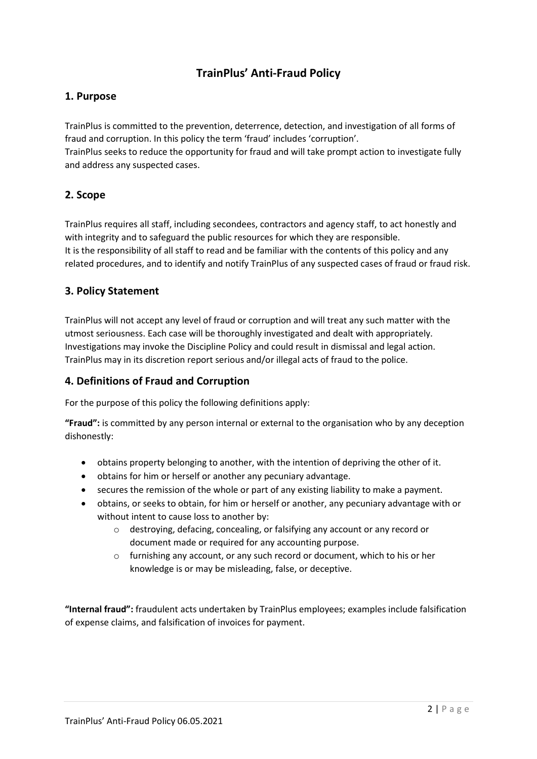# TrainPlus' Anti-Fraud Policy

## 1. Purpose

TrainPlus is committed to the prevention, deterrence, detection, and investigation of all forms of fraud and corruption. In this policy the term 'fraud' includes 'corruption'.
TrainPlus seeks to reduce the opportunity for fraud and will take prompt action to investigate fully and address any suspected cases.

## 2. Scope

TrainPlus requires all staff, including secondees, contractors and agency staff, to act honestly and with integrity and to safeguard the public resources for which they are responsible.
It is the responsibility of all staff to read and be familiar with the contents of this policy and any related procedures, and to identify and notify TrainPlus of any suspected cases of fraud or fraud risk.

## 3. Policy Statement

TrainPlus will not accept any level of fraud or corruption and will treat any such matter with the utmost seriousness. Each case will be thoroughly investigated and dealt with appropriately. Investigations may invoke the Discipline Policy and could result in dismissal and legal action. TrainPlus may in its discretion report serious and/or illegal acts of fraud to the police.

## 4. Definitions of Fraud and Corruption

For the purpose of this policy the following definitions apply:

**"Fraud":** is committed by any person internal or external to the organisation who by any deception dishonestly:

- obtains property belonging to another, with the intention of depriving the other of it.
- obtains for him or herself or another any pecuniary advantage.
- secures the remission of the whole or part of any existing liability to make a payment.
- obtains, or seeks to obtain, for him or herself or another, any pecuniary advantage with or without intent to cause loss to another by:
  - destroying, defacing, concealing, or falsifying any account or any record or document made or required for any accounting purpose.
  - furnishing any account, or any such record or document, which to his or her knowledge is or may be misleading, false, or deceptive.

**"Internal fraud":** fraudulent acts undertaken by TrainPlus employees; examples include falsification of expense claims, and falsification of invoices for payment.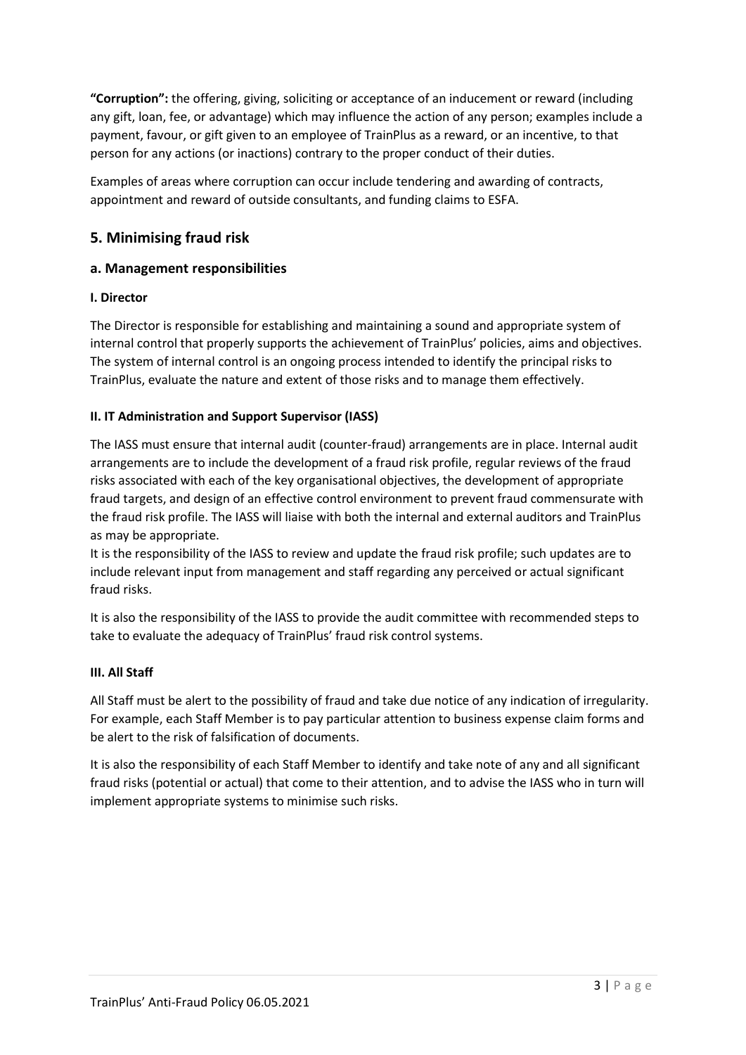**"Corruption":** the offering, giving, soliciting or acceptance of an inducement or reward (including any gift, loan, fee, or advantage) which may influence the action of any person; examples include a payment, favour, or gift given to an employee of TrainPlus as a reward, or an incentive, to that person for any actions (or inactions) contrary to the proper conduct of their duties.

Examples of areas where corruption can occur include tendering and awarding of contracts, appointment and reward of outside consultants, and funding claims to ESFA.

## 5. Minimising fraud risk

### a. Management responsibilities

#### I. Director

The Director is responsible for establishing and maintaining a sound and appropriate system of internal control that properly supports the achievement of TrainPlus' policies, aims and objectives. The system of internal control is an ongoing process intended to identify the principal risks to TrainPlus, evaluate the nature and extent of those risks and to manage them effectively.

#### II. IT Administration and Support Supervisor (IASS)

The IASS must ensure that internal audit (counter-fraud) arrangements are in place. Internal audit arrangements are to include the development of a fraud risk profile, regular reviews of the fraud risks associated with each of the key organisational objectives, the development of appropriate fraud targets, and design of an effective control environment to prevent fraud commensurate with the fraud risk profile. The IASS will liaise with both the internal and external auditors and TrainPlus as may be appropriate.
It is the responsibility of the IASS to review and update the fraud risk profile; such updates are to include relevant input from management and staff regarding any perceived or actual significant fraud risks.

It is also the responsibility of the IASS to provide the audit committee with recommended steps to take to evaluate the adequacy of TrainPlus' fraud risk control systems.

#### III. All Staff

All Staff must be alert to the possibility of fraud and take due notice of any indication of irregularity. For example, each Staff Member is to pay particular attention to business expense claim forms and be alert to the risk of falsification of documents.

It is also the responsibility of each Staff Member to identify and take note of any and all significant fraud risks (potential or actual) that come to their attention, and to advise the IASS who in turn will implement appropriate systems to minimise such risks.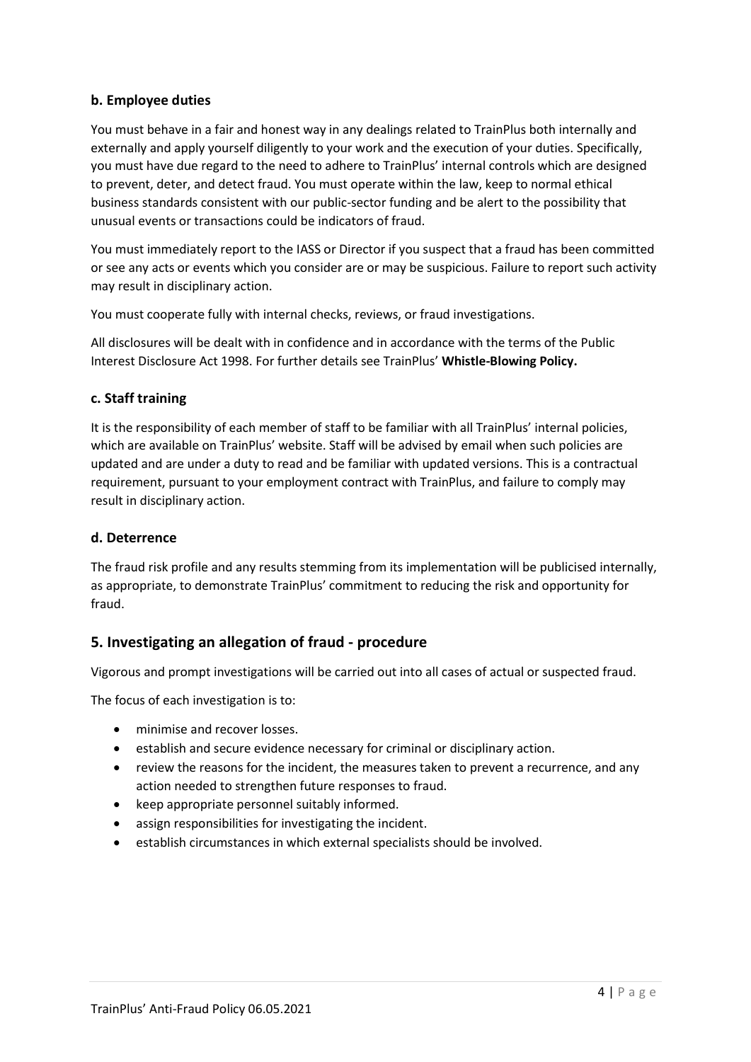### b. Employee duties

You must behave in a fair and honest way in any dealings related to TrainPlus both internally and externally and apply yourself diligently to your work and the execution of your duties. Specifically, you must have due regard to the need to adhere to TrainPlus' internal controls which are designed to prevent, deter, and detect fraud. You must operate within the law, keep to normal ethical business standards consistent with our public-sector funding and be alert to the possibility that unusual events or transactions could be indicators of fraud.

You must immediately report to the IASS or Director if you suspect that a fraud has been committed or see any acts or events which you consider are or may be suspicious. Failure to report such activity may result in disciplinary action.

You must cooperate fully with internal checks, reviews, or fraud investigations.

All disclosures will be dealt with in confidence and in accordance with the terms of the Public Interest Disclosure Act 1998. For further details see TrainPlus' **Whistle-Blowing Policy.**

### c. Staff training

It is the responsibility of each member of staff to be familiar with all TrainPlus' internal policies, which are available on TrainPlus' website. Staff will be advised by email when such policies are updated and are under a duty to read and be familiar with updated versions. This is a contractual requirement, pursuant to your employment contract with TrainPlus, and failure to comply may result in disciplinary action.

### d. Deterrence

The fraud risk profile and any results stemming from its implementation will be publicised internally, as appropriate, to demonstrate TrainPlus' commitment to reducing the risk and opportunity for fraud.

## 5. Investigating an allegation of fraud - procedure

Vigorous and prompt investigations will be carried out into all cases of actual or suspected fraud.

The focus of each investigation is to:

- minimise and recover losses.
- establish and secure evidence necessary for criminal or disciplinary action.
- review the reasons for the incident, the measures taken to prevent a recurrence, and any action needed to strengthen future responses to fraud.
- keep appropriate personnel suitably informed.
- assign responsibilities for investigating the incident.
- establish circumstances in which external specialists should be involved.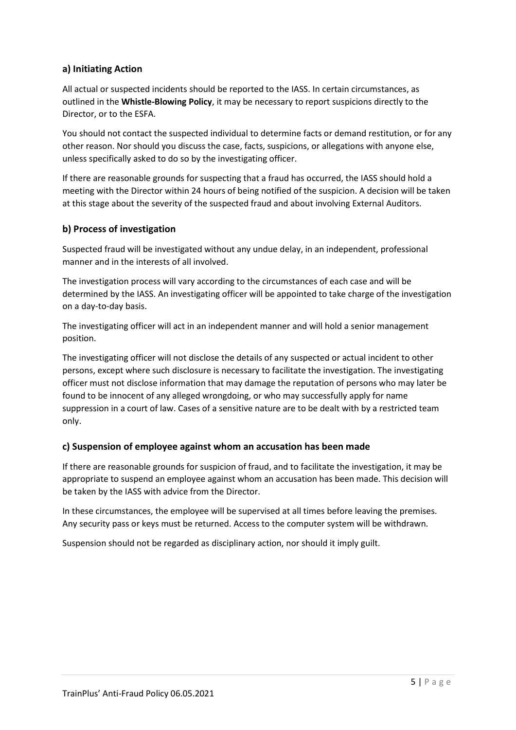### a) Initiating Action

All actual or suspected incidents should be reported to the IASS. In certain circumstances, as outlined in the **Whistle-Blowing Policy**, it may be necessary to report suspicions directly to the Director, or to the ESFA.

You should not contact the suspected individual to determine facts or demand restitution, or for any other reason. Nor should you discuss the case, facts, suspicions, or allegations with anyone else, unless specifically asked to do so by the investigating officer.

If there are reasonable grounds for suspecting that a fraud has occurred, the IASS should hold a meeting with the Director within 24 hours of being notified of the suspicion. A decision will be taken at this stage about the severity of the suspected fraud and about involving External Auditors.

### b) Process of investigation

Suspected fraud will be investigated without any undue delay, in an independent, professional manner and in the interests of all involved.

The investigation process will vary according to the circumstances of each case and will be determined by the IASS. An investigating officer will be appointed to take charge of the investigation on a day-to-day basis.

The investigating officer will act in an independent manner and will hold a senior management position.

The investigating officer will not disclose the details of any suspected or actual incident to other persons, except where such disclosure is necessary to facilitate the investigation. The investigating officer must not disclose information that may damage the reputation of persons who may later be found to be innocent of any alleged wrongdoing, or who may successfully apply for name suppression in a court of law. Cases of a sensitive nature are to be dealt with by a restricted team only.

### c) Suspension of employee against whom an accusation has been made

If there are reasonable grounds for suspicion of fraud, and to facilitate the investigation, it may be appropriate to suspend an employee against whom an accusation has been made. This decision will be taken by the IASS with advice from the Director.

In these circumstances, the employee will be supervised at all times before leaving the premises. Any security pass or keys must be returned. Access to the computer system will be withdrawn.

Suspension should not be regarded as disciplinary action, nor should it imply guilt.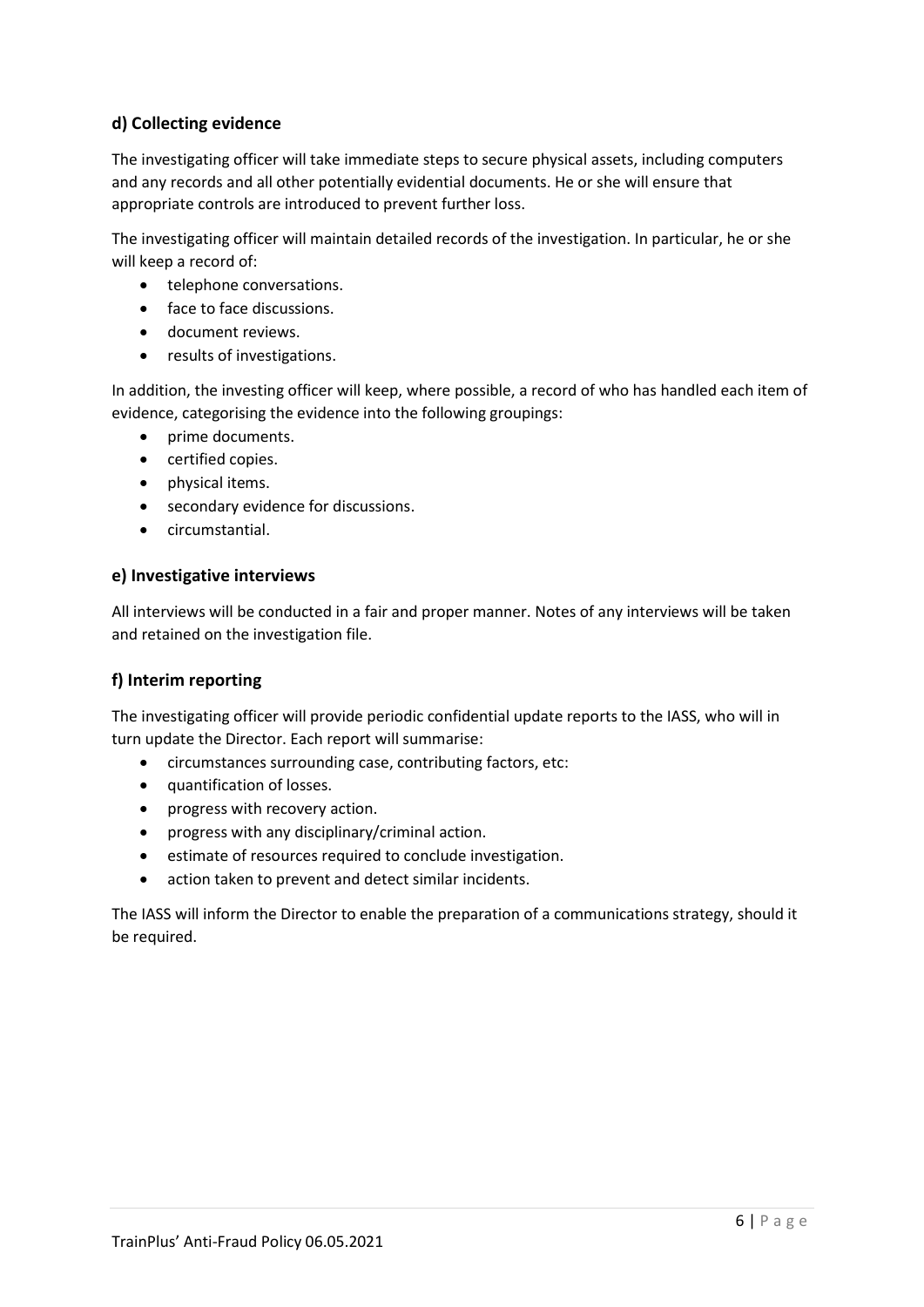### d) Collecting evidence

The investigating officer will take immediate steps to secure physical assets, including computers and any records and all other potentially evidential documents. He or she will ensure that appropriate controls are introduced to prevent further loss.

The investigating officer will maintain detailed records of the investigation. In particular, he or she will keep a record of:

- telephone conversations.
- face to face discussions.
- document reviews.
- results of investigations.

In addition, the investing officer will keep, where possible, a record of who has handled each item of evidence, categorising the evidence into the following groupings:

- prime documents.
- certified copies.
- physical items.
- secondary evidence for discussions.
- circumstantial.

### e) Investigative interviews

All interviews will be conducted in a fair and proper manner. Notes of any interviews will be taken and retained on the investigation file.

### f) Interim reporting

The investigating officer will provide periodic confidential update reports to the IASS, who will in turn update the Director. Each report will summarise:

- circumstances surrounding case, contributing factors, etc:
- quantification of losses.
- progress with recovery action.
- progress with any disciplinary/criminal action.
- estimate of resources required to conclude investigation.
- action taken to prevent and detect similar incidents.

The IASS will inform the Director to enable the preparation of a communications strategy, should it be required.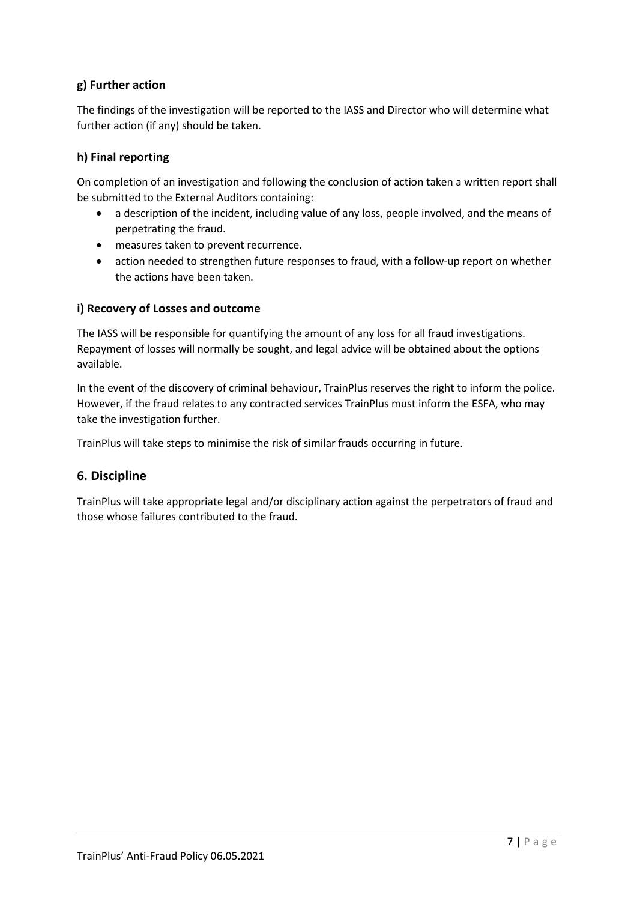### g) Further action

The findings of the investigation will be reported to the IASS and Director who will determine what further action (if any) should be taken.

### h) Final reporting

On completion of an investigation and following the conclusion of action taken a written report shall be submitted to the External Auditors containing:

- a description of the incident, including value of any loss, people involved, and the means of perpetrating the fraud.
- measures taken to prevent recurrence.
- action needed to strengthen future responses to fraud, with a follow-up report on whether the actions have been taken.

### i) Recovery of Losses and outcome

The IASS will be responsible for quantifying the amount of any loss for all fraud investigations. Repayment of losses will normally be sought, and legal advice will be obtained about the options available.

In the event of the discovery of criminal behaviour, TrainPlus reserves the right to inform the police. However, if the fraud relates to any contracted services TrainPlus must inform the ESFA, who may take the investigation further.

TrainPlus will take steps to minimise the risk of similar frauds occurring in future.

## 6. Discipline

TrainPlus will take appropriate legal and/or disciplinary action against the perpetrators of fraud and those whose failures contributed to the fraud.